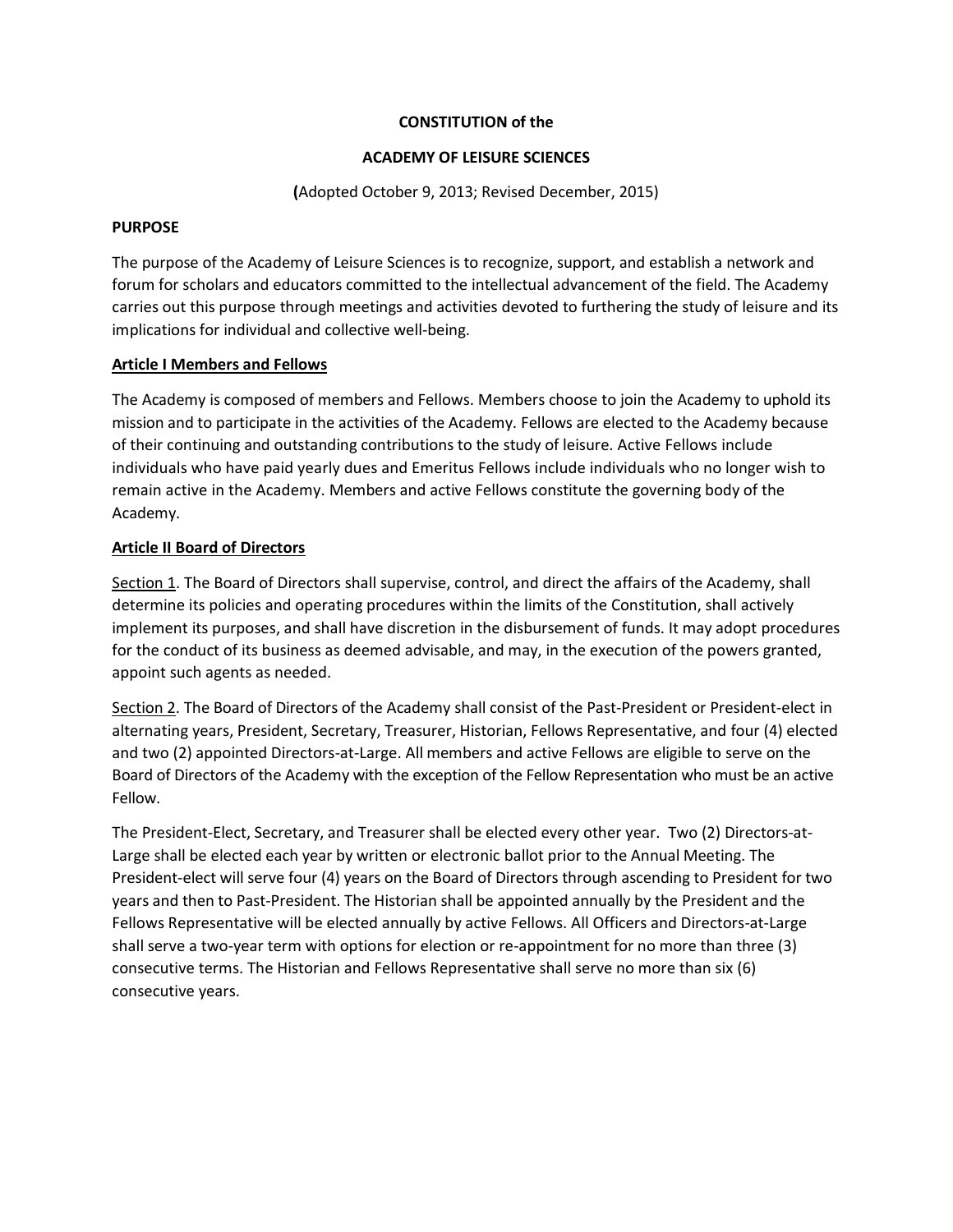**CONSTITUTION of the**

**ACADEMY OF LEISURE SCIENCES**

**(**Adopted October 9, 2013; Revised December, 2015)

**PURPOSE**

The purpose of the Academy of Leisure Sciences is to recognize, support, and establish a network and forum for scholars and educators committed to the intellectual advancement of the field. The Academy carries out this purpose through meetings and activities devoted to furthering the study of leisure and its implications for individual and collective well-being.

**Article I Members and Fellows**

The Academy is composed of members and Fellows. Members choose to join the Academy to uphold its mission and to participate in the activities of the Academy. Fellows are elected to the Academy because of their continuing and outstanding contributions to the study of leisure. Active Fellows include individuals who have paid yearly dues and Emeritus Fellows include individuals who no longer wish to remain active in the Academy. Members and active Fellows constitute the governing body of the Academy.

**Article II Board of Directors**

Section 1. The Board of Directors shall supervise, control, and direct the affairs of the Academy, shall determine its policies and operating procedures within the limits of the Constitution, shall actively implement its purposes, and shall have discretion in the disbursement of funds. It may adopt procedures for the conduct of its business as deemed advisable, and may, in the execution of the powers granted, appoint such agents as needed.

Section 2. The Board of Directors of the Academy shall consist of the Past-President or President-elect in alternating years, President, Secretary, Treasurer, Historian, Fellows Representative, and four (4) elected and two (2) appointed Directors-at-Large. All members and active Fellows are eligible to serve on the Board of Directors of the Academy with the exception of the Fellow Representation who must be an active Fellow.

The President-Elect, Secretary, and Treasurer shall be elected every other year. Two (2) Directors-at-Large shall be elected each year by written or electronic ballot prior to the Annual Meeting. The President-elect will serve four (4) years on the Board of Directors through ascending to President for two years and then to Past-President. The Historian shall be appointed annually by the President and the Fellows Representative will be elected annually by active Fellows. All Officers and Directors-at-Large shall serve a two-year term with options for election or re-appointment for no more than three (3) consecutive terms. The Historian and Fellows Representative shall serve no more than six (6) consecutive years.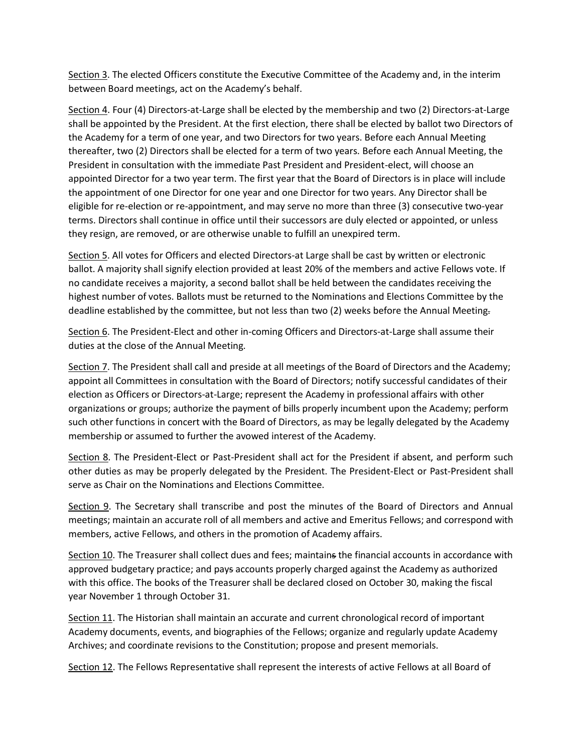Section 3. The elected Officers constitute the Executive Committee of the Academy and, in the interim between Board meetings, act on the Academy's behalf.

Section 4. Four (4) Directors-at-Large shall be elected by the membership and two (2) Directors-at-Large shall be appointed by the President. At the first election, there shall be elected by ballot two Directors of the Academy for a term of one year, and two Directors for two years. Before each Annual Meeting thereafter, two (2) Directors shall be elected for a term of two years. Before each Annual Meeting, the President in consultation with the immediate Past President and President-elect, will choose an appointed Director for a two year term. The first year that the Board of Directors is in place will include the appointment of one Director for one year and one Director for two years. Any Director shall be eligible for re-election or re-appointment, and may serve no more than three (3) consecutive two-year terms. Directors shall continue in office until their successors are duly elected or appointed, or unless they resign, are removed, or are otherwise unable to fulfill an unexpired term.

Section 5. All votes for Officers and elected Directors-at Large shall be cast by written or electronic ballot. A majority shall signify election provided at least 20% of the members and active Fellows vote. If no candidate receives a majority, a second ballot shall be held between the candidates receiving the highest number of votes. Ballots must be returned to the Nominations and Elections Committee by the deadline established by the committee, but not less than two (2) weeks before the Annual Meeting.

Section 6. The President-Elect and other in-coming Officers and Directors-at-Large shall assume their duties at the close of the Annual Meeting.

Section 7. The President shall call and preside at all meetings of the Board of Directors and the Academy; appoint all Committees in consultation with the Board of Directors; notify successful candidates of their election as Officers or Directors-at-Large; represent the Academy in professional affairs with other organizations or groups; authorize the payment of bills properly incumbent upon the Academy; perform such other functions in concert with the Board of Directors, as may be legally delegated by the Academy membership or assumed to further the avowed interest of the Academy.

Section 8. The President-Elect or Past-President shall act for the President if absent, and perform such other duties as may be properly delegated by the President. The President-Elect or Past-President shall serve as Chair on the Nominations and Elections Committee.

Section 9. The Secretary shall transcribe and post the minutes of the Board of Directors and Annual meetings; maintain an accurate roll of all members and active and Emeritus Fellows; and correspond with members, active Fellows, and others in the promotion of Academy affairs.

Section 10. The Treasurer shall collect dues and fees; maintain~~s~~ the financial accounts in accordance with approved budgetary practice; and pay~~s~~ accounts properly charged against the Academy as authorized with this office. The books of the Treasurer shall be declared closed on October 30, making the fiscal year November 1 through October 31.

Section 11. The Historian shall maintain an accurate and current chronological record of important Academy documents, events, and biographies of the Fellows; organize and regularly update Academy Archives; and coordinate revisions to the Constitution; propose and present memorials.

Section 12. The Fellows Representative shall represent the interests of active Fellows at all Board of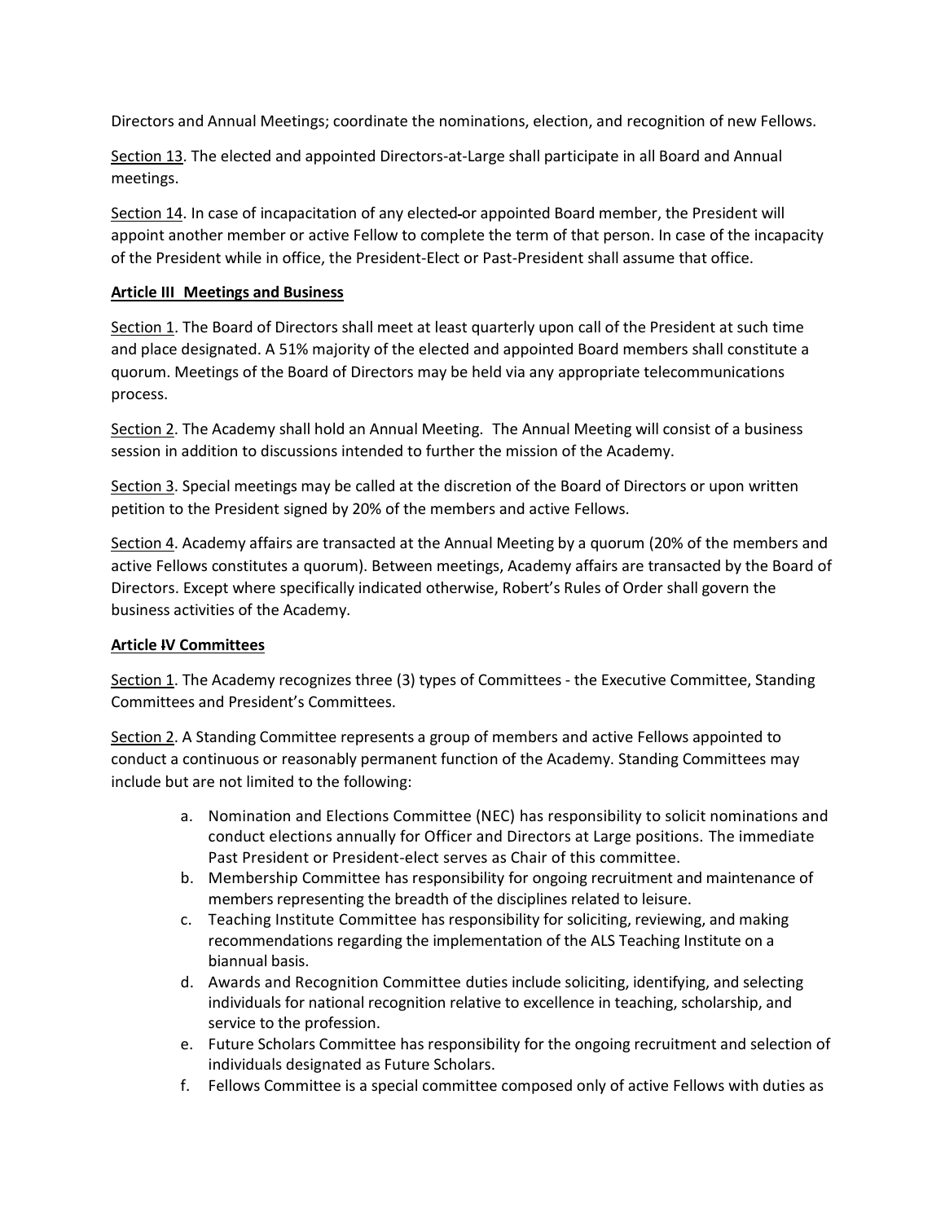Directors and Annual Meetings; coordinate the nominations, election, and recognition of new Fellows.

Section 13. The elected and appointed Directors-at-Large shall participate in all Board and Annual meetings.

Section 14. In case of incapacitation of any elected or appointed Board member, the President will appoint another member or active Fellow to complete the term of that person. In case of the incapacity of the President while in office, the President-Elect or Past-President shall assume that office.

**Article III Meetings and Business**

Section 1. The Board of Directors shall meet at least quarterly upon call of the President at such time and place designated. A 51% majority of the elected and appointed Board members shall constitute a quorum. Meetings of the Board of Directors may be held via any appropriate telecommunications process.

Section 2. The Academy shall hold an Annual Meeting. The Annual Meeting will consist of a business session in addition to discussions intended to further the mission of the Academy.

Section 3. Special meetings may be called at the discretion of the Board of Directors or upon written petition to the President signed by 20% of the members and active Fellows.

Section 4. Academy affairs are transacted at the Annual Meeting by a quorum (20% of the members and active Fellows constitutes a quorum). Between meetings, Academy affairs are transacted by the Board of Directors. Except where specifically indicated otherwise, Robert's Rules of Order shall govern the business activities of the Academy.

**Article IV Committees**

Section 1. The Academy recognizes three (3) types of Committees - the Executive Committee, Standing Committees and President's Committees.

Section 2. A Standing Committee represents a group of members and active Fellows appointed to conduct a continuous or reasonably permanent function of the Academy. Standing Committees may include but are not limited to the following:

a. Nomination and Elections Committee (NEC) has responsibility to solicit nominations and conduct elections annually for Officer and Directors at Large positions. The immediate Past President or President-elect serves as Chair of this committee.
b. Membership Committee has responsibility for ongoing recruitment and maintenance of members representing the breadth of the disciplines related to leisure.
c. Teaching Institute Committee has responsibility for soliciting, reviewing, and making recommendations regarding the implementation of the ALS Teaching Institute on a biannual basis.
d. Awards and Recognition Committee duties include soliciting, identifying, and selecting individuals for national recognition relative to excellence in teaching, scholarship, and service to the profession.
e. Future Scholars Committee has responsibility for the ongoing recruitment and selection of individuals designated as Future Scholars.
f. Fellows Committee is a special committee composed only of active Fellows with duties as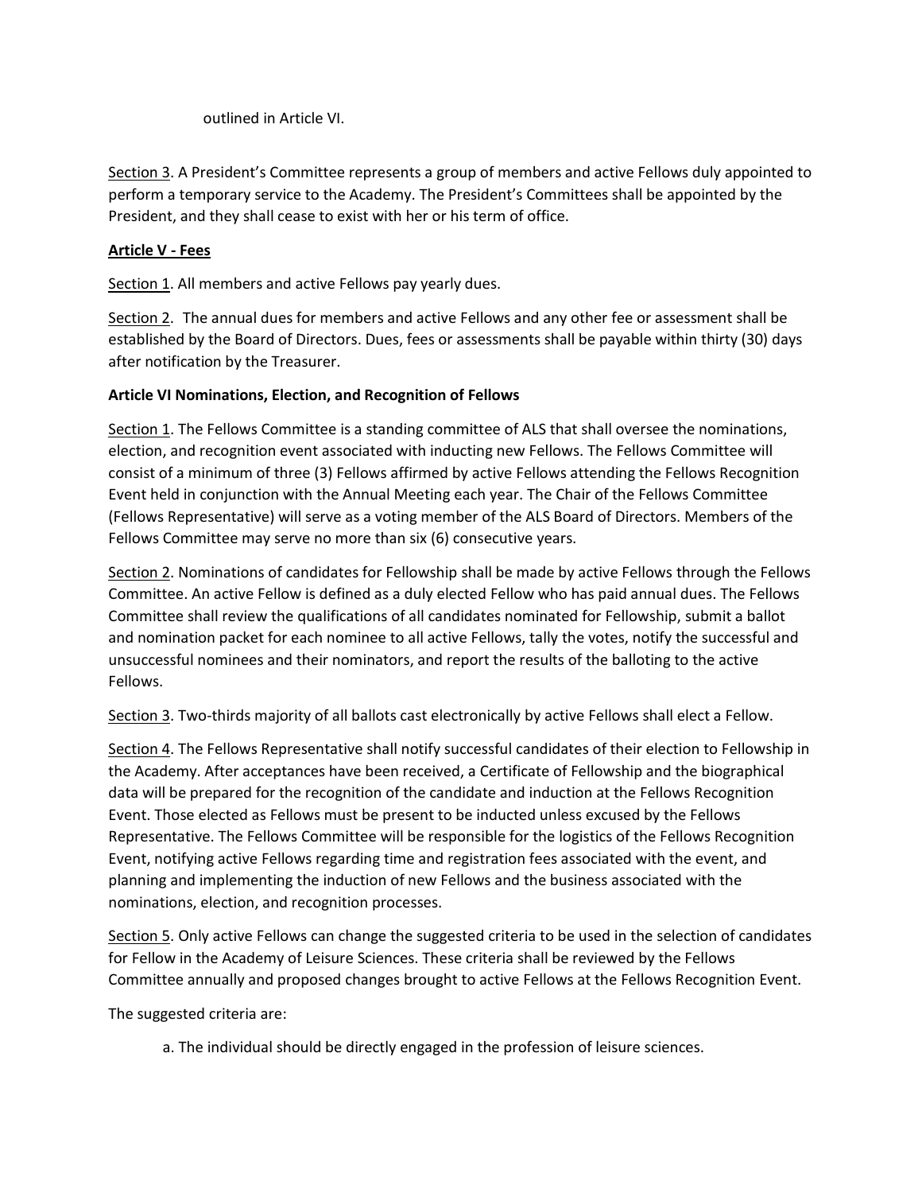outlined in Article VI.

Section 3. A President's Committee represents a group of members and active Fellows duly appointed to perform a temporary service to the Academy. The President's Committees shall be appointed by the President, and they shall cease to exist with her or his term of office.

**Article V - Fees**

Section 1. All members and active Fellows pay yearly dues.

Section 2. The annual dues for members and active Fellows and any other fee or assessment shall be established by the Board of Directors. Dues, fees or assessments shall be payable within thirty (30) days after notification by the Treasurer.

**Article VI Nominations, Election, and Recognition of Fellows**

Section 1. The Fellows Committee is a standing committee of ALS that shall oversee the nominations, election, and recognition event associated with inducting new Fellows. The Fellows Committee will consist of a minimum of three (3) Fellows affirmed by active Fellows attending the Fellows Recognition Event held in conjunction with the Annual Meeting each year. The Chair of the Fellows Committee (Fellows Representative) will serve as a voting member of the ALS Board of Directors. Members of the Fellows Committee may serve no more than six (6) consecutive years.

Section 2. Nominations of candidates for Fellowship shall be made by active Fellows through the Fellows Committee. An active Fellow is defined as a duly elected Fellow who has paid annual dues. The Fellows Committee shall review the qualifications of all candidates nominated for Fellowship, submit a ballot and nomination packet for each nominee to all active Fellows, tally the votes, notify the successful and unsuccessful nominees and their nominators, and report the results of the balloting to the active Fellows.

Section 3. Two-thirds majority of all ballots cast electronically by active Fellows shall elect a Fellow.

Section 4. The Fellows Representative shall notify successful candidates of their election to Fellowship in the Academy. After acceptances have been received, a Certificate of Fellowship and the biographical data will be prepared for the recognition of the candidate and induction at the Fellows Recognition Event. Those elected as Fellows must be present to be inducted unless excused by the Fellows Representative. The Fellows Committee will be responsible for the logistics of the Fellows Recognition Event, notifying active Fellows regarding time and registration fees associated with the event, and planning and implementing the induction of new Fellows and the business associated with the nominations, election, and recognition processes.

Section 5. Only active Fellows can change the suggested criteria to be used in the selection of candidates for Fellow in the Academy of Leisure Sciences. These criteria shall be reviewed by the Fellows Committee annually and proposed changes brought to active Fellows at the Fellows Recognition Event.

The suggested criteria are:

a. The individual should be directly engaged in the profession of leisure sciences.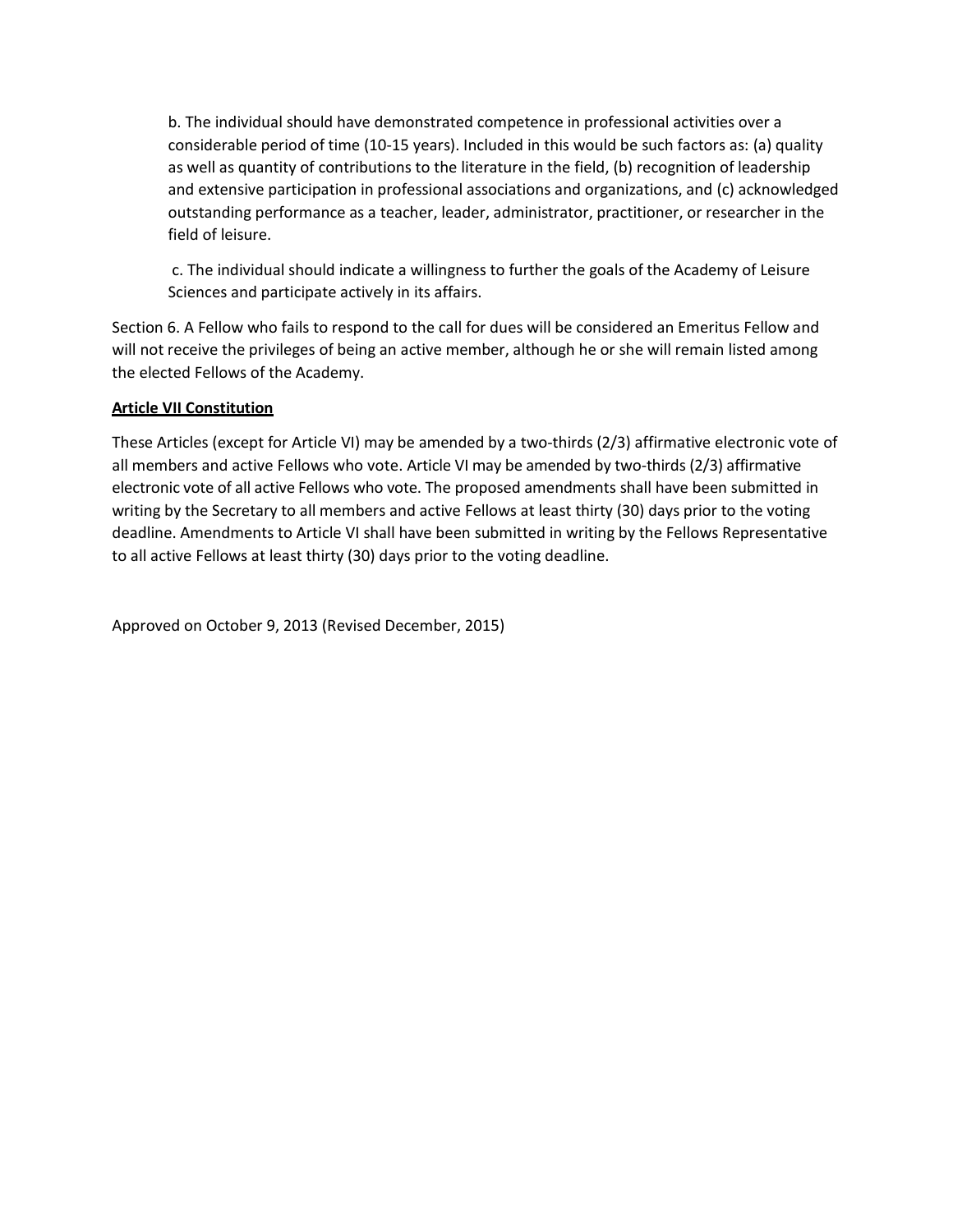b. The individual should have demonstrated competence in professional activities over a considerable period of time (10-15 years). Included in this would be such factors as: (a) quality as well as quantity of contributions to the literature in the field, (b) recognition of leadership and extensive participation in professional associations and organizations, and (c) acknowledged outstanding performance as a teacher, leader, administrator, practitioner, or researcher in the field of leisure.

c. The individual should indicate a willingness to further the goals of the Academy of Leisure Sciences and participate actively in its affairs.

Section 6. A Fellow who fails to respond to the call for dues will be considered an Emeritus Fellow and will not receive the privileges of being an active member, although he or she will remain listed among the elected Fellows of the Academy.

**Article VII Constitution**

These Articles (except for Article VI) may be amended by a two-thirds (2/3) affirmative electronic vote of all members and active Fellows who vote. Article VI may be amended by two-thirds (2/3) affirmative electronic vote of all active Fellows who vote. The proposed amendments shall have been submitted in writing by the Secretary to all members and active Fellows at least thirty (30) days prior to the voting deadline. Amendments to Article VI shall have been submitted in writing by the Fellows Representative to all active Fellows at least thirty (30) days prior to the voting deadline.

Approved on October 9, 2013 (Revised December, 2015)